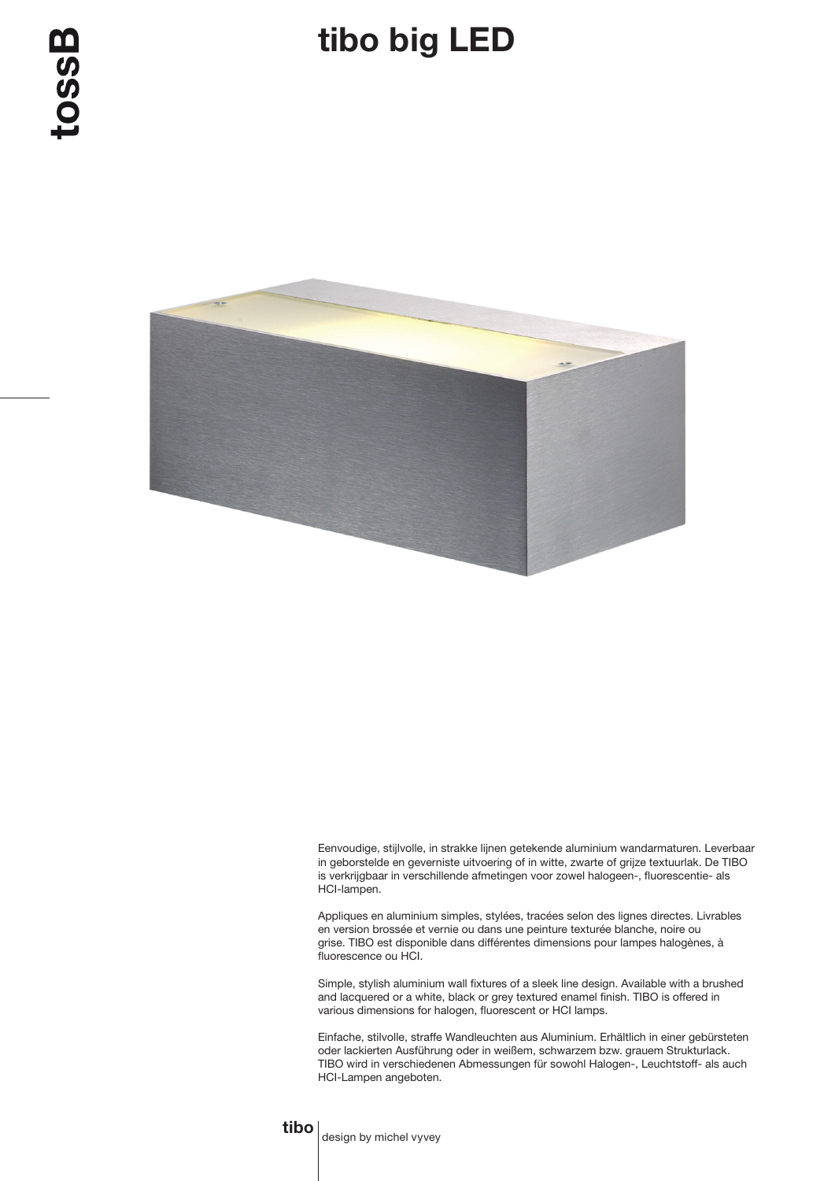# tibo big LED

tossB

Eenvoudige, stijlvolle, in strakke lijnen getekende aluminium wandarmaturen. Leverbaar in geborstelde en geverniste uitvoering of in witte, zwarte of grijze textuurlak. De TIBO is verkrijgbaar in verschillende afmetingen voor zowel halogeen-, fluorescentie- als HCI-lampen.

Appliques en aluminium simples, stylées, tracées selon des lignes directes. Livrables en version brossée et vernie ou dans une peinture texturée blanche, noire ou grise. TIBO est disponible dans différentes dimensions pour lampes halogènes, à fluorescence ou HCI.

Simple, stylish aluminium wall fixtures of a sleek line design. Available with a brushed and lacquered or a white, black or grey textured enamel finish. TIBO is offered in various dimensions for halogen, fluorescent or HCI lamps.

Einfache, stilvolle, straffe Wandleuchten aus Aluminium. Erhältlich in einer gebürsteten oder lackierten Ausführung oder in weißem, schwarzem bzw. grauem Strukturlack. TIBO wird in verschiedenen Abmessungen für sowohl Halogen-, Leuchtstoff- als auch HCI-Lampen angeboten.

**tibo** | design by michel vyvey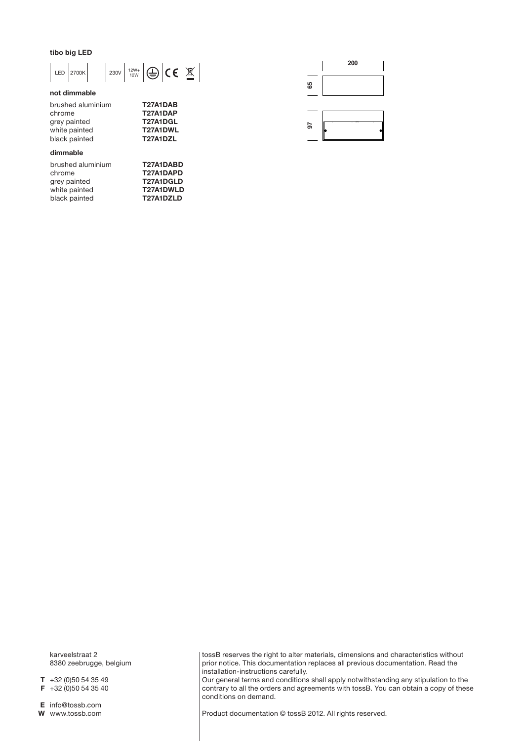**tibo big LED**

LED | 2700K | 230V | 12W+ 12W

**not dimmable**

| | |
|---|---|
| brushed aluminium | **T27A1DAB** |
| chrome | **T27A1DAP** |
| grey painted | **T27A1DGL** |
| white painted | **T27A1DWL** |
| black painted | **T27A1DZL** |

**dimmable**

| | |
|---|---|
| brushed aluminium | **T27A1DABD** |
| chrome | **T27A1DAPD** |
| grey painted | **T27A1DGLD** |
| white painted | **T27A1DWLD** |
| black painted | **T27A1DZLD** |

200

65

97

karveelstraat 2
8380 zeebrugge, belgium

**T** +32 (0)50 54 35 49
**F** +32 (0)50 54 35 40

**E** info@tossb.com
**W** www.tossb.com

tossB reserves the right to alter materials, dimensions and characteristics without prior notice. This documentation replaces all previous documentation. Read the installation-instructions carefully.
Our general terms and conditions shall apply notwithstanding any stipulation to the contrary to all the orders and agreements with tossB. You can obtain a copy of these conditions on demand.

Product documentation © tossB 2012. All rights reserved.